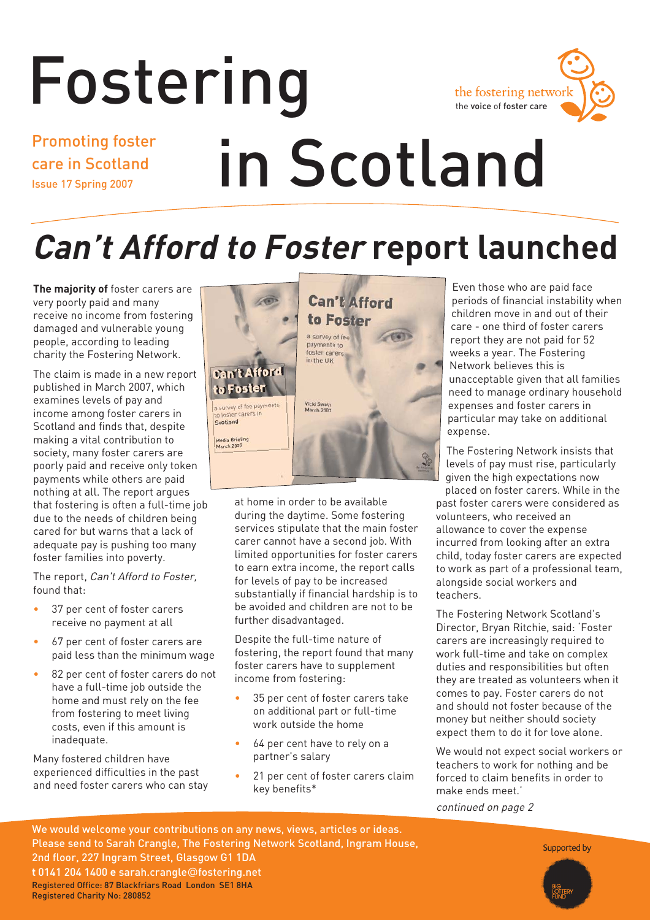# Fostering in Scotland

Promoting foster care in Scotland
Issue 17 Spring 2007

the fostering network
the voice of foster care

## *Can't Afford to Foster* report launched

**The majority of** foster carers are very poorly paid and many receive no income from fostering damaged and vulnerable young people, according to leading charity the Fostering Network.

The claim is made in a new report published in March 2007, which examines levels of pay and income among foster carers in Scotland and finds that, despite making a vital contribution to society, many foster carers are poorly paid and receive only token payments while others are paid nothing at all. The report argues that fostering is often a full-time job due to the needs of children being cared for but warns that a lack of adequate pay is pushing too many foster families into poverty.

The report, *Can't Afford to Foster,* found that:

- 37 per cent of foster carers receive no payment at all
- 67 per cent of foster carers are paid less than the minimum wage
- 82 per cent of foster carers do not have a full-time job outside the home and must rely on the fee from fostering to meet living costs, even if this amount is inadequate.

Many fostered children have experienced difficulties in the past and need foster carers who can stay at home in order to be available during the daytime. Some fostering services stipulate that the main foster carer cannot have a second job. With limited opportunities for foster carers to earn extra income, the report calls for levels of pay to be increased substantially if financial hardship is to be avoided and children are not to be further disadvantaged.

Despite the full-time nature of fostering, the report found that many foster carers have to supplement income from fostering:

- 35 per cent of foster carers take on additional part or full-time work outside the home
- 64 per cent have to rely on a partner's salary
- 21 per cent of foster carers claim key benefits*

Even those who are paid face periods of financial instability when children move in and out of their care - one third of foster carers report they are not paid for 52 weeks a year. The Fostering Network believes this is unacceptable given that all families need to manage ordinary household expenses and foster carers in particular may take on additional expense.

The Fostering Network insists that levels of pay must rise, particularly given the high expectations now placed on foster carers. While in the past foster carers were considered as volunteers, who received an allowance to cover the expense incurred from looking after an extra child, today foster carers are expected to work as part of a professional team, alongside social workers and teachers.

The Fostering Network Scotland's Director, Bryan Ritchie, said: 'Foster carers are increasingly required to work full-time and take on complex duties and responsibilities but often they are treated as volunteers when it comes to pay. Foster carers do not and should not foster because of the money but neither should society expect them to do it for love alone.

We would not expect social workers or teachers to work for nothing and be forced to claim benefits in order to make ends meet.'

*continued on page 2*

We would welcome your contributions on any news, views, articles or ideas. Please send to Sarah Crangle, The Fostering Network Scotland, Ingram House, 2nd floor, 227 Ingram Street, Glasgow G1 1DA
**t** 0141 204 1400 **e** sarah.crangle@fostering.net
Registered Office: 87 Blackfriars Road London SE1 8HA
Registered Charity No: 280852

Supported by Big Lottery Fund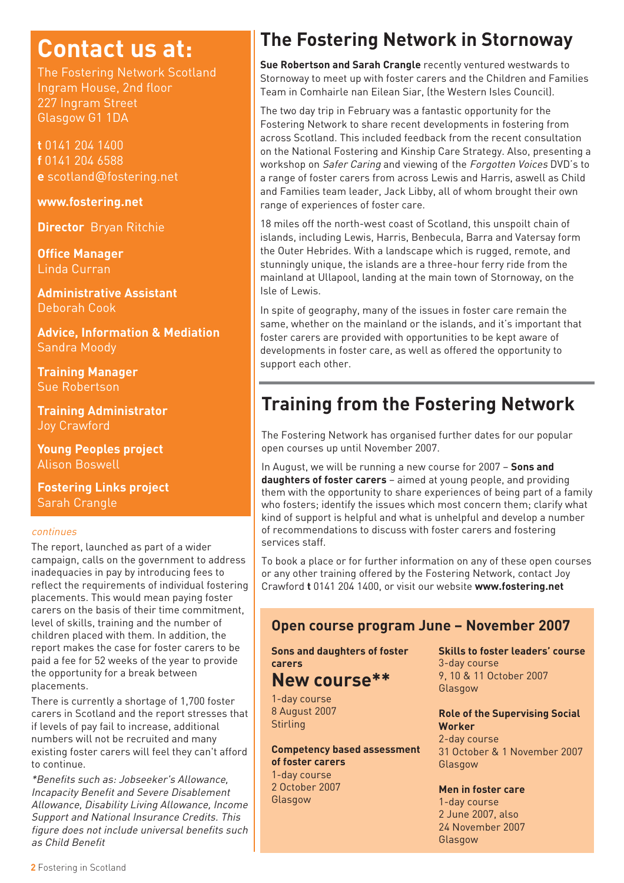# Contact us at:

The Fostering Network Scotland
Ingram House, 2nd floor
227 Ingram Street
Glasgow G1 1DA

**t** 0141 204 1400
**f** 0141 204 6588
**e** scotland@fostering.net

**www.fostering.net**

**Director** Bryan Ritchie

**Office Manager**
Linda Curran

**Administrative Assistant**
Deborah Cook

**Advice, Information & Mediation**
Sandra Moody

**Training Manager**
Sue Robertson

**Training Administrator**
Joy Crawford

**Young Peoples project**
Alison Boswell

**Fostering Links project**
Sarah Crangle

*continues*

The report, launched as part of a wider campaign, calls on the government to address inadequacies in pay by introducing fees to reflect the requirements of individual fostering placements. This would mean paying foster carers on the basis of their time commitment, level of skills, training and the number of children placed with them. In addition, the report makes the case for foster carers to be paid a fee for 52 weeks of the year to provide the opportunity for a break between placements.

There is currently a shortage of 1,700 foster carers in Scotland and the report stresses that if levels of pay fail to increase, additional numbers will not be recruited and many existing foster carers will feel they can't afford to continue.

*\*Benefits such as: Jobseeker's Allowance, Incapacity Benefit and Severe Disablement Allowance, Disability Living Allowance, Income Support and National Insurance Credits. This figure does not include universal benefits such as Child Benefit*

# The Fostering Network in Stornoway

**Sue Robertson and Sarah Crangle** recently ventured westwards to Stornoway to meet up with foster carers and the Children and Families Team in Comhairle nan Eilean Siar, (the Western Isles Council).

The two day trip in February was a fantastic opportunity for the Fostering Network to share recent developments in fostering from across Scotland. This included feedback from the recent consultation on the National Fostering and Kinship Care Strategy. Also, presenting a workshop on *Safer Caring* and viewing of the *Forgotten Voices* DVD's to a range of foster carers from across Lewis and Harris, aswell as Child and Families team leader, Jack Libby, all of whom brought their own range of experiences of foster care.

18 miles off the north-west coast of Scotland, this unspoilt chain of islands, including Lewis, Harris, Benbecula, Barra and Vatersay form the Outer Hebrides. With a landscape which is rugged, remote, and stunningly unique, the islands are a three-hour ferry ride from the mainland at Ullapool, landing at the main town of Stornoway, on the Isle of Lewis.

In spite of geography, many of the issues in foster care remain the same, whether on the mainland or the islands, and it's important that foster carers are provided with opportunities to be kept aware of developments in foster care, as well as offered the opportunity to support each other.

# Training from the Fostering Network

The Fostering Network has organised further dates for our popular open courses up until November 2007.

In August, we will be running a new course for 2007 – **Sons and daughters of foster carers** – aimed at young people, and providing them with the opportunity to share experiences of being part of a family who fosters; identify the issues which most concern them; clarify what kind of support is helpful and what is unhelpful and develop a number of recommendations to discuss with foster carers and fostering services staff.

To book a place or for further information on any of these open courses or any other training offered by the Fostering Network, contact Joy Crawford **t** 0141 204 1400, or visit our website **www.fostering.net**

## Open course program June – November 2007

**Sons and daughters of foster carers**
## New course**
1-day course
8 August 2007
Stirling

**Competency based assessment of foster carers**
1-day course
2 October 2007
Glasgow

**Skills to foster leaders' course**
3-day course
9, 10 & 11 October 2007
Glasgow

**Role of the Supervising Social Worker**
2-day course
31 October & 1 November 2007
Glasgow

**Men in foster care**
1-day course
2 June 2007, also
24 November 2007
Glasgow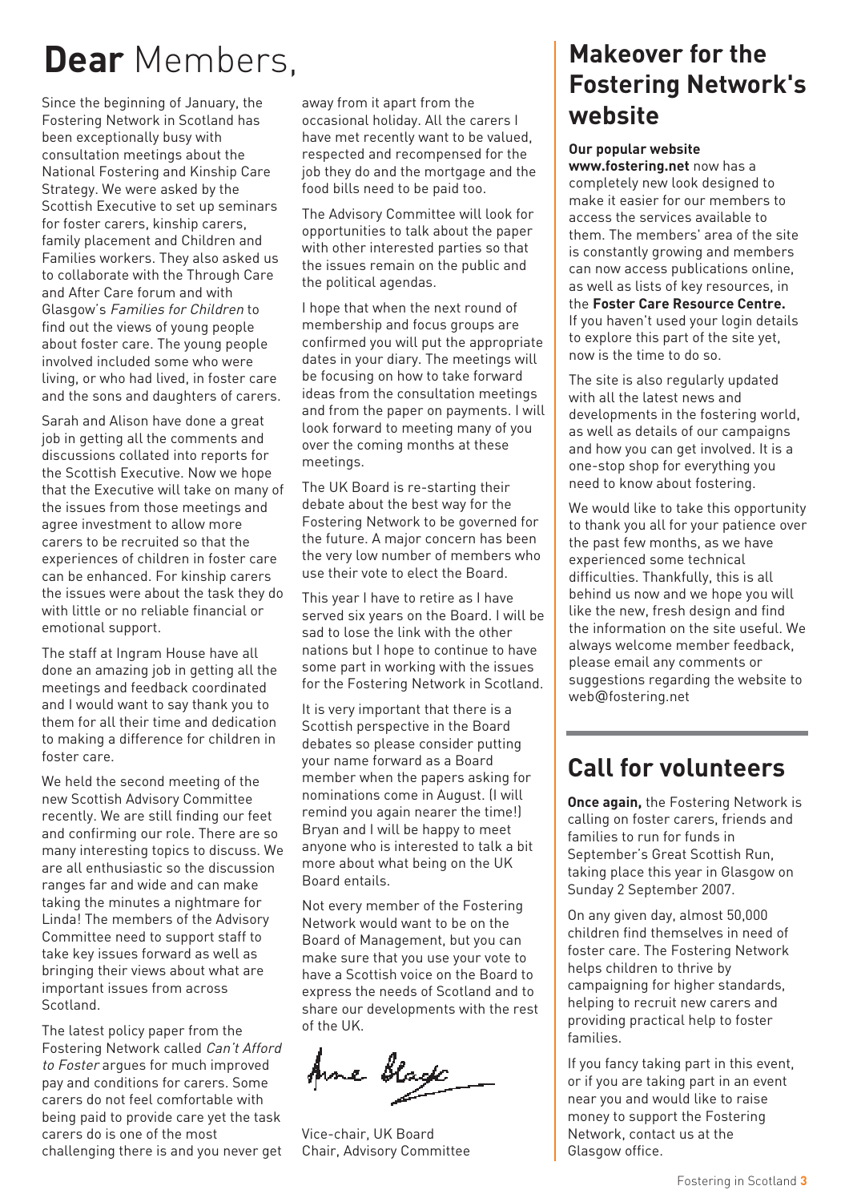# **Dear** Members,

Since the beginning of January, the Fostering Network in Scotland has been exceptionally busy with consultation meetings about the National Fostering and Kinship Care Strategy. We were asked by the Scottish Executive to set up seminars for foster carers, kinship carers, family placement and Children and Families workers. They also asked us to collaborate with the Through Care and After Care forum and with Glasgow's *Families for Children* to find out the views of young people about foster care. The young people involved included some who were living, or who had lived, in foster care and the sons and daughters of carers.

Sarah and Alison have done a great job in getting all the comments and discussions collated into reports for the Scottish Executive. Now we hope that the Executive will take on many of the issues from those meetings and agree investment to allow more carers to be recruited so that the experiences of children in foster care can be enhanced. For kinship carers the issues were about the task they do with little or no reliable financial or emotional support.

The staff at Ingram House have all done an amazing job in getting all the meetings and feedback coordinated and I would want to say thank you to them for all their time and dedication to making a difference for children in foster care.

We held the second meeting of the new Scottish Advisory Committee recently. We are still finding our feet and confirming our role. There are so many interesting topics to discuss. We are all enthusiastic so the discussion ranges far and wide and can make taking the minutes a nightmare for Linda! The members of the Advisory Committee need to support staff to take key issues forward as well as bringing their views about what are important issues from across Scotland.

The latest policy paper from the Fostering Network called *Can't Afford to Foster* argues for much improved pay and conditions for carers. Some carers do not feel comfortable with being paid to provide care yet the task carers do is one of the most challenging there is and you never get away from it apart from the occasional holiday. All the carers I have met recently want to be valued, respected and recompensed for the job they do and the mortgage and the food bills need to be paid too.

The Advisory Committee will look for opportunities to talk about the paper with other interested parties so that the issues remain on the public and the political agendas.

I hope that when the next round of membership and focus groups are confirmed you will put the appropriate dates in your diary. The meetings will be focusing on how to take forward ideas from the consultation meetings and from the paper on payments. I will look forward to meeting many of you over the coming months at these meetings.

The UK Board is re-starting their debate about the best way for the Fostering Network to be governed for the future. A major concern has been the very low number of members who use their vote to elect the Board.

This year I have to retire as I have served six years on the Board. I will be sad to lose the link with the other nations but I hope to continue to have some part in working with the issues for the Fostering Network in Scotland.

It is very important that there is a Scottish perspective in the Board debates so please consider putting your name forward as a Board member when the papers asking for nominations come in August. (I will remind you again nearer the time!) Bryan and I will be happy to meet anyone who is interested to talk a bit more about what being on the UK Board entails.

Not every member of the Fostering Network would want to be on the Board of Management, but you can make sure that you use your vote to have a Scottish voice on the Board to express the needs of Scotland and to share our developments with the rest of the UK.

Anne Black

Vice-chair, UK Board
Chair, Advisory Committee

## Makeover for the Fostering Network's website

**Our popular website www.fostering.net** now has a completely new look designed to make it easier for our members to access the services available to them. The members' area of the site is constantly growing and members can now access publications online, as well as lists of key resources, in the **Foster Care Resource Centre.** If you haven't used your login details to explore this part of the site yet, now is the time to do so.

The site is also regularly updated with all the latest news and developments in the fostering world, as well as details of our campaigns and how you can get involved. It is a one-stop shop for everything you need to know about fostering.

We would like to take this opportunity to thank you all for your patience over the past few months, as we have experienced some technical difficulties. Thankfully, this is all behind us now and we hope you will like the new, fresh design and find the information on the site useful. We always welcome member feedback, please email any comments or suggestions regarding the website to web@fostering.net

## Call for volunteers

**Once again,** the Fostering Network is calling on foster carers, friends and families to run for funds in September's Great Scottish Run, taking place this year in Glasgow on Sunday 2 September 2007.

On any given day, almost 50,000 children find themselves in need of foster care. The Fostering Network helps children to thrive by campaigning for higher standards, helping to recruit new carers and providing practical help to foster families.

If you fancy taking part in this event, or if you are taking part in an event near you and would like to raise money to support the Fostering Network, contact us at the Glasgow office.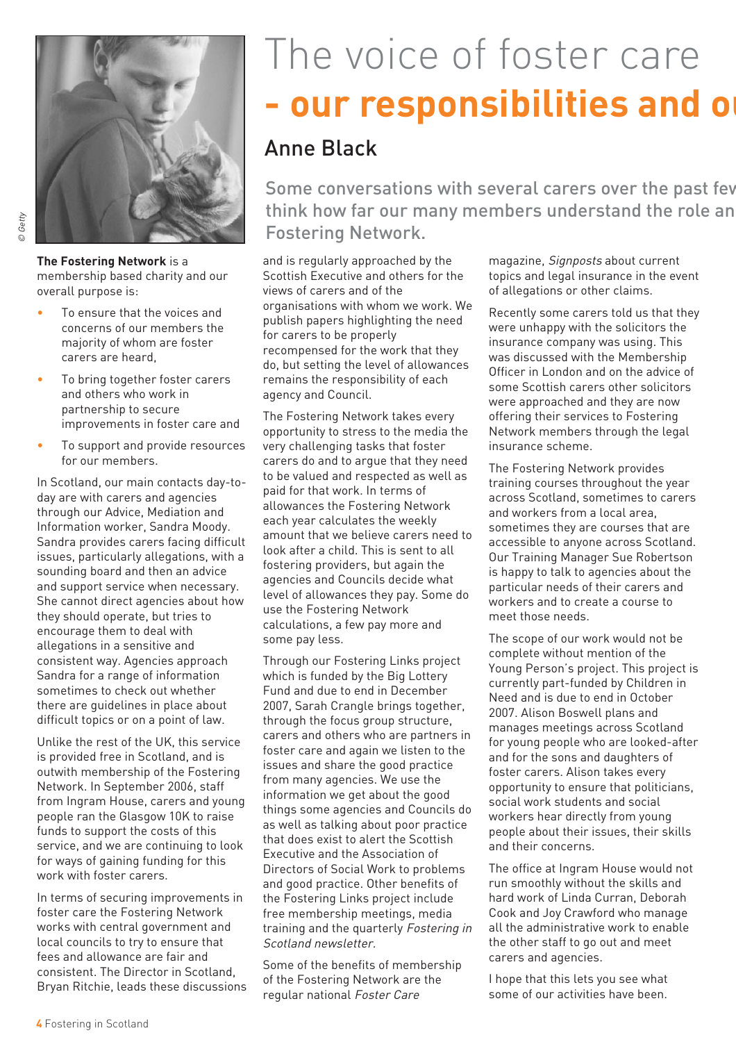# The voice of foster care

## - our responsibilities and ou

### Anne Black

Some conversations with several carers over the past fev think how far our many members understand the role an Fostering Network.

**The Fostering Network** is a membership based charity and our overall purpose is:

- To ensure that the voices and concerns of our members the majority of whom are foster carers are heard,
- To bring together foster carers and others who work in partnership to secure improvements in foster care and
- To support and provide resources for our members.

In Scotland, our main contacts day-to-day are with carers and agencies through our Advice, Mediation and Information worker, Sandra Moody. Sandra provides carers facing difficult issues, particularly allegations, with a sounding board and then an advice and support service when necessary. She cannot direct agencies about how they should operate, but tries to encourage them to deal with allegations in a sensitive and consistent way. Agencies approach Sandra for a range of information sometimes to check out whether there are guidelines in place about difficult topics or on a point of law.

Unlike the rest of the UK, this service is provided free in Scotland, and is outwith membership of the Fostering Network. In September 2006, staff from Ingram House, carers and young people ran the Glasgow 10K to raise funds to support the costs of this service, and we are continuing to look for ways of gaining funding for this work with foster carers.

In terms of securing improvements in foster care the Fostering Network works with central government and local councils to try to ensure that fees and allowance are fair and consistent. The Director in Scotland, Bryan Ritchie, leads these discussions and is regularly approached by the Scottish Executive and others for the views of carers and of the organisations with whom we work. We publish papers highlighting the need for carers to be properly recompensed for the work that they do, but setting the level of allowances remains the responsibility of each agency and Council.

The Fostering Network takes every opportunity to stress to the media the very challenging tasks that foster carers do and to argue that they need to be valued and respected as well as paid for that work. In terms of allowances the Fostering Network each year calculates the weekly amount that we believe carers need to look after a child. This is sent to all fostering providers, but again the agencies and Councils decide what level of allowances they pay. Some do use the Fostering Network calculations, a few pay more and some pay less.

Through our Fostering Links project which is funded by the Big Lottery Fund and due to end in December 2007, Sarah Crangle brings together, through the focus group structure, carers and others who are partners in foster care and again we listen to the issues and share the good practice from many agencies. We use the information we get about the good things some agencies and Councils do as well as talking about poor practice that does exist to alert the Scottish Executive and the Association of Directors of Social Work to problems and good practice. Other benefits of the Fostering Links project include free membership meetings, media training and the quarterly *Fostering in Scotland newsletter*.

Some of the benefits of membership of the Fostering Network are the regular national *Foster Care* magazine, *Signposts* about current topics and legal insurance in the event of allegations or other claims.

Recently some carers told us that they were unhappy with the solicitors the insurance company was using. This was discussed with the Membership Officer in London and on the advice of some Scottish carers other solicitors were approached and they are now offering their services to Fostering Network members through the legal insurance scheme.

The Fostering Network provides training courses throughout the year across Scotland, sometimes to carers and workers from a local area, sometimes they are courses that are accessible to anyone across Scotland. Our Training Manager Sue Robertson is happy to talk to agencies about the particular needs of their carers and workers and to create a course to meet those needs.

The scope of our work would not be complete without mention of the Young Person's project. This project is currently part-funded by Children in Need and is due to end in October 2007. Alison Boswell plans and manages meetings across Scotland for young people who are looked-after and for the sons and daughters of foster carers. Alison takes every opportunity to ensure that politicians, social work students and social workers hear directly from young people about their issues, their skills and their concerns.

The office at Ingram House would not run smoothly without the skills and hard work of Linda Curran, Deborah Cook and Joy Crawford who manage all the administrative work to enable the other staff to go out and meet carers and agencies.

I hope that this lets you see what some of our activities have been.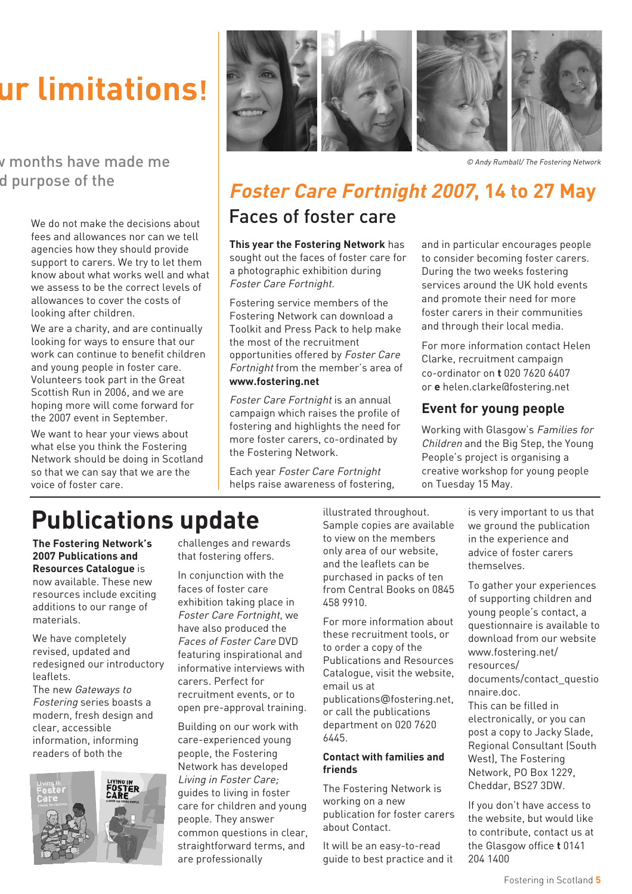# ur limitations!

v months have made me d purpose of the

We do not make the decisions about fees and allowances nor can we tell agencies how they should provide support to carers. We try to let them know about what works well and what we assess to be the correct levels of allowances to cover the costs of looking after children.

We are a charity, and are continually looking for ways to ensure that our work can continue to benefit children and young people in foster care. Volunteers took part in the Great Scottish Run in 2006, and we are hoping more will come forward for the 2007 event in September.

We want to hear your views about what else you think the Fostering Network should be doing in Scotland so that we can say that we are the voice of foster care.

© Andy Rumball/ The Fostering Network

## *Foster Care Fortnight 2007*, 14 to 27 May

### Faces of foster care

**This year the Fostering Network** has sought out the faces of foster care for a photographic exhibition during *Foster Care Fortnight*.

Fostering service members of the Fostering Network can download a Toolkit and Press Pack to help make the most of the recruitment opportunities offered by *Foster Care Fortnight* from the member's area of **www.fostering.net**

*Foster Care Fortnight* is an annual campaign which raises the profile of fostering and highlights the need for more foster carers, co-ordinated by the Fostering Network.

Each year *Foster Care Fortnight* helps raise awareness of fostering, and in particular encourages people to consider becoming foster carers. During the two weeks fostering services around the UK hold events and promote their need for more foster carers in their communities and through their local media.

For more information contact Helen Clarke, recruitment campaign co-ordinator on **t** 020 7620 6407 or **e** helen.clarke@fostering.net

### Event for young people

Working with Glasgow's *Families for Children* and the Big Step, the Young People's project is organising a creative workshop for young people on Tuesday 15 May.

# Publications update

**The Fostering Network's 2007 Publications and Resources Catalogue** is now available. These new resources include exciting additions to our range of materials.

We have completely revised, updated and redesigned our introductory leaflets.

The new *Gateways to Fostering* series boasts a modern, fresh design and clear, accessible information, informing readers of both the challenges and rewards that fostering offers.

In conjunction with the faces of foster care exhibition taking place in *Foster Care Fortnight*, we have also produced the *Faces of Foster Care* DVD featuring inspirational and informative interviews with carers. Perfect for recruitment events, or to open pre-approval training.

Building on our work with care-experienced young people, the Fostering Network has developed *Living in Foster Care;* guides to living in foster care for children and young people. They answer common questions in clear, straightforward terms, and are professionally illustrated throughout. Sample copies are available to view on the members only area of our website, and the leaflets can be purchased in packs of ten from Central Books on 0845 458 9910.

For more information about these recruitment tools, or to order a copy of the Publications and Resources Catalogue, visit the website, email us at publications@fostering.net, or call the publications department on 020 7620 6445.

### Contact with families and friends

The Fostering Network is working on a new publication for foster carers about Contact.

It will be an easy-to-read guide to best practice and it is very important to us that we ground the publication in the experience and advice of foster carers themselves.

To gather your experiences of supporting children and young people's contact, a questionnaire is available to download from our website www.fostering.net/resources/documents/contact_questionnaire.doc.

This can be filled in electronically, or you can post a copy to Jacky Slade, Regional Consultant (South West), The Fostering Network, PO Box 1229, Cheddar, BS27 3DW.

If you don't have access to the website, but would like to contribute, contact us at the Glasgow office **t** 0141 204 1400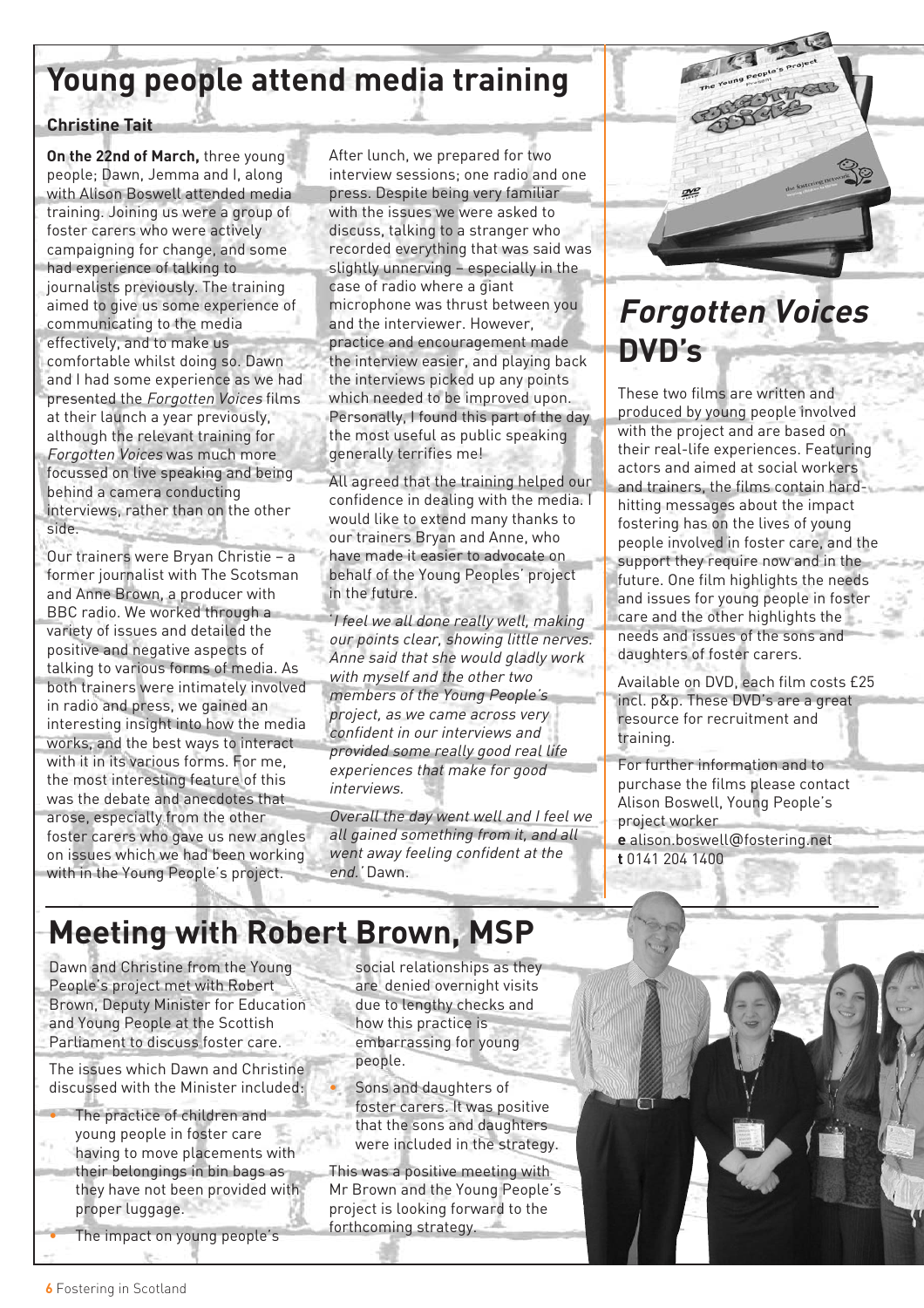# Young people attend media training

**Christine Tait**

**On the 22nd of March,** three young people; Dawn, Jemma and I, along with Alison Boswell attended media training. Joining us were a group of foster carers who were actively campaigning for change, and some had experience of talking to journalists previously. The training aimed to give us some experience of communicating to the media effectively, and to make us comfortable whilst doing so. Dawn and I had some experience as we had presented the *Forgotten Voices* films at their launch a year previously, although the relevant training for *Forgotten Voices* was much more focussed on live speaking and being behind a camera conducting interviews, rather than on the other side.

Our trainers were Bryan Christie – a former journalist with The Scotsman and Anne Brown, a producer with BBC radio. We worked through a variety of issues and detailed the positive and negative aspects of talking to various forms of media. As both trainers were intimately involved in radio and press, we gained an interesting insight into how the media works, and the best ways to interact with it in its various forms. For me, the most interesting feature of this was the debate and anecdotes that arose, especially from the other foster carers who gave us new angles on issues which we had been working with in the Young People's project.

After lunch, we prepared for two interview sessions; one radio and one press. Despite being very familiar with the issues we were asked to discuss, talking to a stranger who recorded everything that was said was slightly unnerving – especially in the case of radio where a giant microphone was thrust between you and the interviewer. However, practice and encouragement made the interview easier, and playing back the interviews picked up any points which needed to be improved upon. Personally, I found this part of the day the most useful as public speaking generally terrifies me!

All agreed that the training helped our confidence in dealing with the media. I would like to extend many thanks to our trainers Bryan and Anne, who have made it easier to advocate on behalf of the Young Peoples' project in the future.

'*I feel we all done really well, making our points clear, showing little nerves. Anne said that she would gladly work with myself and the other two members of the Young People's project, as we came across very confident in our interviews and provided some really good real life experiences that make for good interviews.*

*Overall the day went well and I feel we all gained something from it, and all went away feeling confident at the end.*' Dawn.

# *Forgotten Voices* DVD's

These two films are written and produced by young people involved with the project and are based on their real-life experiences. Featuring actors and aimed at social workers and trainers, the films contain hard-hitting messages about the impact fostering has on the lives of young people involved in foster care, and the support they require now and in the future. One film highlights the needs and issues for young people in foster care and the other highlights the needs and issues of the sons and daughters of foster carers.

Available on DVD, each film costs £25 incl. p&p. These DVD's are a great resource for recruitment and training.

For further information and to purchase the films please contact Alison Boswell, Young People's project worker
**e** alison.boswell@fostering.net
**t** 0141 204 1400

# Meeting with Robert Brown, MSP

Dawn and Christine from the Young People's project met with Robert Brown, Deputy Minister for Education and Young People at the Scottish Parliament to discuss foster care.

The issues which Dawn and Christine discussed with the Minister included:

- The practice of children and young people in foster care having to move placements with their belongings in bin bags as they have not been provided with proper luggage.
- The impact on young people's social relationships as they are denied overnight visits due to lengthy checks and how this practice is embarrassing for young people.
- Sons and daughters of foster carers. It was positive that the sons and daughters were included in the strategy.

This was a positive meeting with Mr Brown and the Young People's project is looking forward to the forthcoming strategy.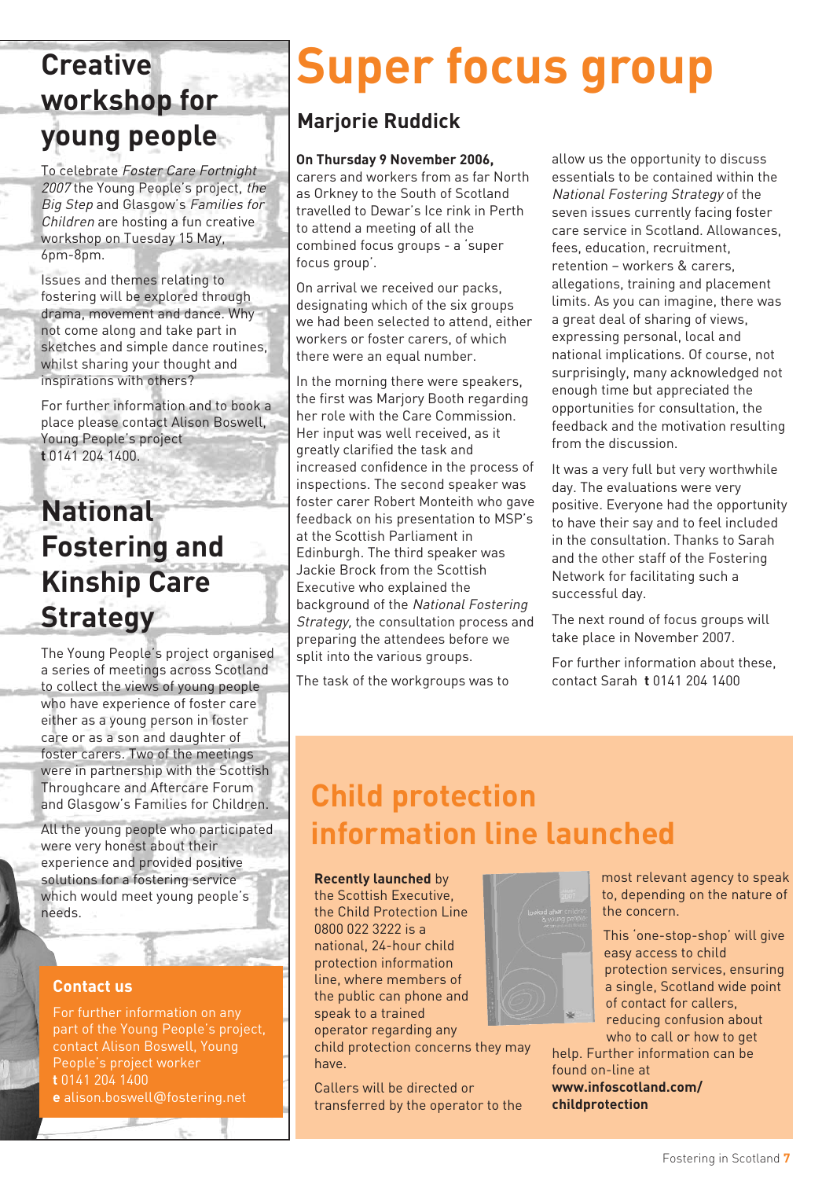## Creative workshop for young people

To celebrate *Foster Care Fortnight 2007* the Young People's project, *the Big Step* and Glasgow's *Families for Children* are hosting a fun creative workshop on Tuesday 15 May, 6pm-8pm.

Issues and themes relating to fostering will be explored through drama, movement and dance. Why not come along and take part in sketches and simple dance routines, whilst sharing your thought and inspirations with others?

For further information and to book a place please contact Alison Boswell, Young People's project **t** 0141 204 1400.

## National Fostering and Kinship Care Strategy

The Young People's project organised a series of meetings across Scotland to collect the views of young people who have experience of foster care either as a young person in foster care or as a son and daughter of foster carers. Two of the meetings were in partnership with the Scottish Throughcare and Aftercare Forum and Glasgow's Families for Children.

All the young people who participated were very honest about their experience and provided positive solutions for a fostering service which would meet young people's needs.

### Contact us

For further information on any part of the Young People's project, contact Alison Boswell, Young People's project worker
**t** 0141 204 1400
**e** alison.boswell@fostering.net

# Super focus group

## Marjorie Ruddick

**On Thursday 9 November 2006,** carers and workers from as far North as Orkney to the South of Scotland travelled to Dewar's Ice rink in Perth to attend a meeting of all the combined focus groups - a 'super focus group'.

On arrival we received our packs, designating which of the six groups we had been selected to attend, either workers or foster carers, of which there were an equal number.

In the morning there were speakers, the first was Marjory Booth regarding her role with the Care Commission. Her input was well received, as it greatly clarified the task and increased confidence in the process of inspections. The second speaker was foster carer Robert Monteith who gave feedback on his presentation to MSP's at the Scottish Parliament in Edinburgh. The third speaker was Jackie Brock from the Scottish Executive who explained the background of the *National Fostering Strategy,* the consultation process and preparing the attendees before we split into the various groups.

The task of the workgroups was to allow us the opportunity to discuss essentials to be contained within the *National Fostering Strategy* of the seven issues currently facing foster care service in Scotland. Allowances, fees, education, recruitment, retention – workers & carers, allegations, training and placement limits. As you can imagine, there was a great deal of sharing of views, expressing personal, local and national implications. Of course, not surprisingly, many acknowledged not enough time but appreciated the opportunities for consultation, the feedback and the motivation resulting from the discussion.

It was a very full but very worthwhile day. The evaluations were very positive. Everyone had the opportunity to have their say and to feel included in the consultation. Thanks to Sarah and the other staff of the Fostering Network for facilitating such a successful day.

The next round of focus groups will take place in November 2007.

For further information about these, contact Sarah **t** 0141 204 1400

## Child protection information line launched

**Recently launched** by the Scottish Executive, the Child Protection Line 0800 022 3222 is a national, 24-hour child protection information line, where members of the public can phone and speak to a trained operator regarding any child protection concerns they may have.

Callers will be directed or transferred by the operator to the most relevant agency to speak to, depending on the nature of the concern.

This 'one-stop-shop' will give easy access to child protection services, ensuring a single, Scotland wide point of contact for callers, reducing confusion about who to call or how to get help. Further information can be found on-line at **www.infoscotland.com/childprotection**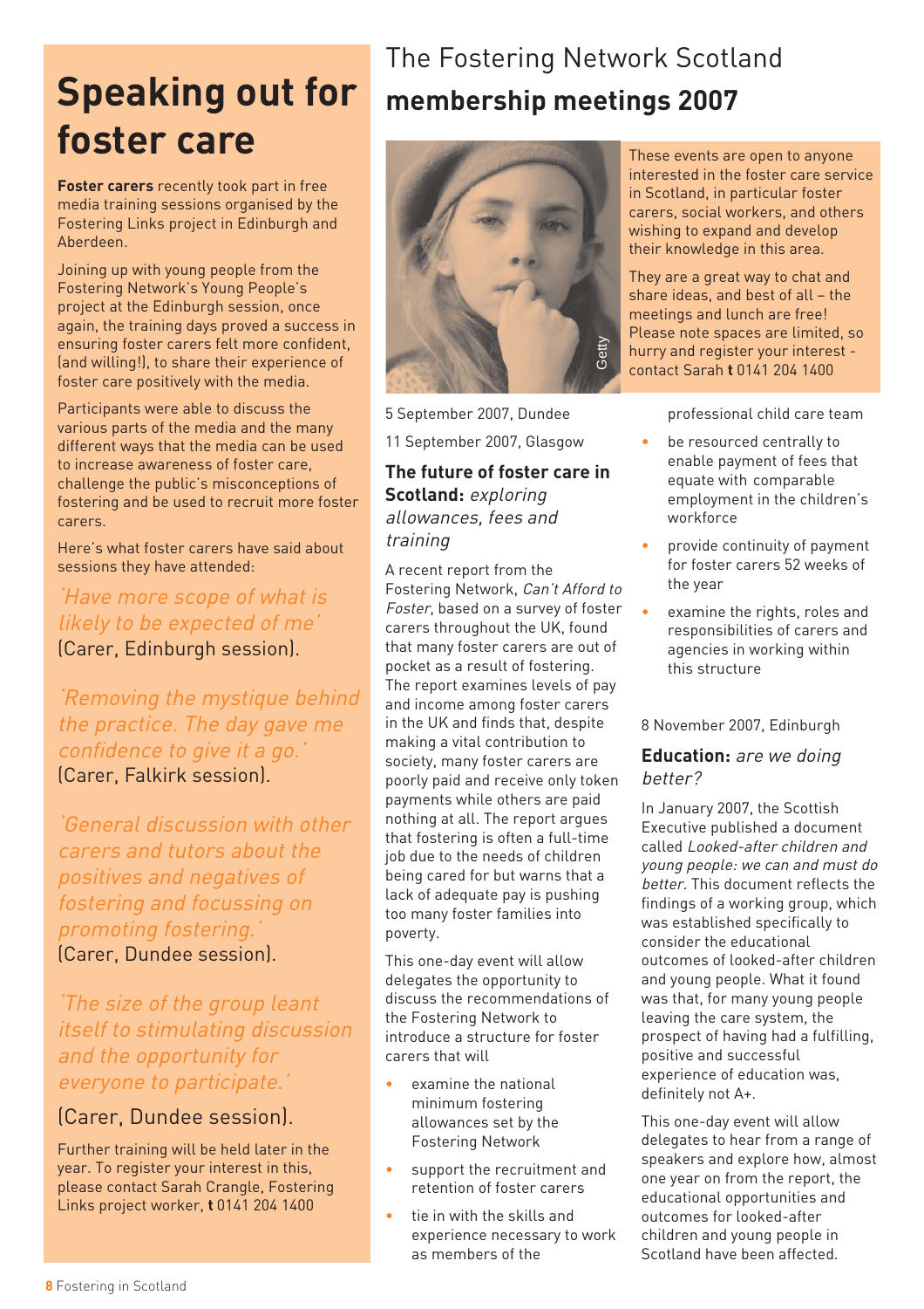# Speaking out for foster care

**Foster carers** recently took part in free media training sessions organised by the Fostering Links project in Edinburgh and Aberdeen.

Joining up with young people from the Fostering Network's Young People's project at the Edinburgh session, once again, the training days proved a success in ensuring foster carers felt more confident, (and willing!), to share their experience of foster care positively with the media.

Participants were able to discuss the various parts of the media and the many different ways that the media can be used to increase awareness of foster care, challenge the public's misconceptions of fostering and be used to recruit more foster carers.

Here's what foster carers have said about sessions they have attended:

*'Have more scope of what is likely to be expected of me'* (Carer, Edinburgh session).

*'Removing the mystique behind the practice. The day gave me confidence to give it a go.'* (Carer, Falkirk session).

*'General discussion with other carers and tutors about the positives and negatives of fostering and focussing on promoting fostering.'* (Carer, Dundee session).

*'The size of the group leant itself to stimulating discussion and the opportunity for everyone to participate.'*

(Carer, Dundee session).

Further training will be held later in the year. To register your interest in this, please contact Sarah Crangle, Fostering Links project worker, **t** 0141 204 1400

# The Fostering Network Scotland **membership meetings 2007**

Getty

These events are open to anyone interested in the foster care service in Scotland, in particular foster carers, social workers, and others wishing to expand and develop their knowledge in this area.

They are a great way to chat and share ideas, and best of all – the meetings and lunch are free! Please note spaces are limited, so hurry and register your interest - contact Sarah **t** 0141 204 1400

5 September 2007, Dundee

11 September 2007, Glasgow

### **The future of foster care in Scotland:** *exploring allowances, fees and training*

A recent report from the Fostering Network, *Can't Afford to Foster*, based on a survey of foster carers throughout the UK, found that many foster carers are out of pocket as a result of fostering. The report examines levels of pay and income among foster carers in the UK and finds that, despite making a vital contribution to society, many foster carers are poorly paid and receive only token payments while others are paid nothing at all. The report argues that fostering is often a full-time job due to the needs of children being cared for but warns that a lack of adequate pay is pushing too many foster families into poverty.

This one-day event will allow delegates the opportunity to discuss the recommendations of the Fostering Network to introduce a structure for foster carers that will

- examine the national minimum fostering allowances set by the Fostering Network
- support the recruitment and retention of foster carers
- tie in with the skills and experience necessary to work as members of the professional child care team
- be resourced centrally to enable payment of fees that equate with comparable employment in the children's workforce
- provide continuity of payment for foster carers 52 weeks of the year
- examine the rights, roles and responsibilities of carers and agencies in working within this structure

8 November 2007, Edinburgh

### **Education:** *are we doing better?*

In January 2007, the Scottish Executive published a document called *Looked-after children and young people: we can and must do better.* This document reflects the findings of a working group, which was established specifically to consider the educational outcomes of looked-after children and young people. What it found was that, for many young people leaving the care system, the prospect of having had a fulfilling, positive and successful experience of education was, definitely not A+.

This one-day event will allow delegates to hear from a range of speakers and explore how, almost one year on from the report, the educational opportunities and outcomes for looked-after children and young people in Scotland have been affected.